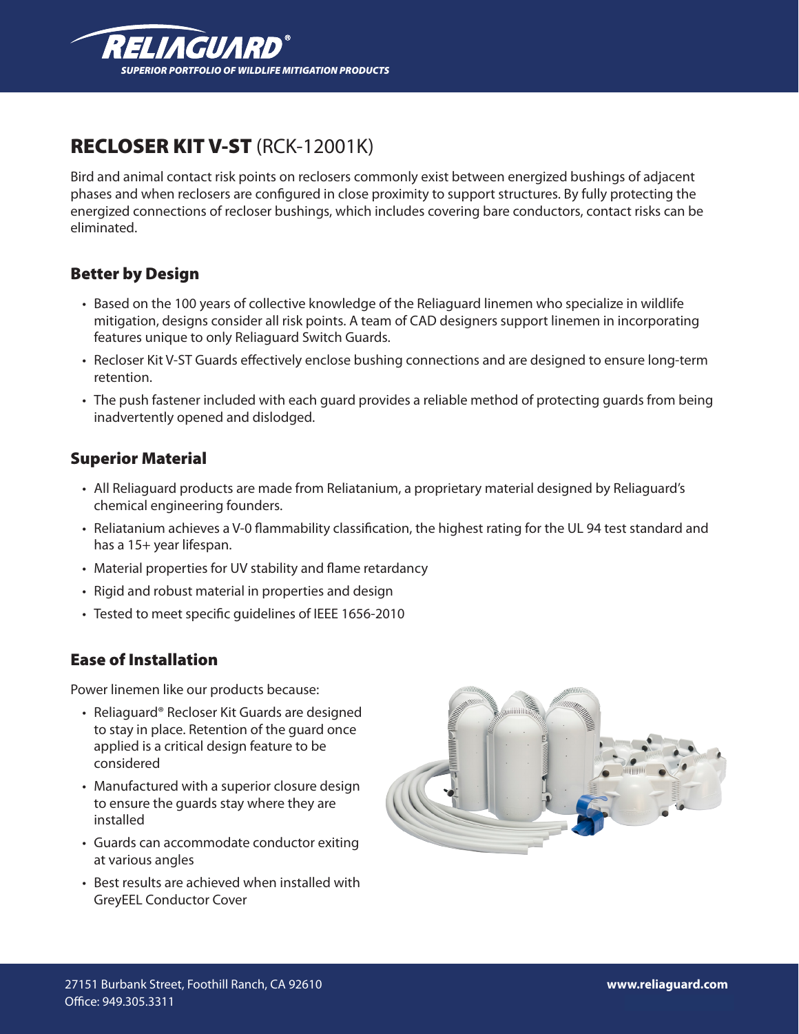# RECLOSER KIT V-ST (RCK-12001K)

Bird and animal contact risk points on reclosers commonly exist between energized bushings of adjacent phases and when reclosers are configured in close proximity to support structures. By fully protecting the energized connections of recloser bushings, which includes covering bare conductors, contact risks can be eliminated.

## Better by Design

- Based on the 100 years of collective knowledge of the Reliaguard linemen who specialize in wildlife mitigation, designs consider all risk points. A team of CAD designers support linemen in incorporating features unique to only Reliaguard Switch Guards.
- Recloser Kit V-ST Guards effectively enclose bushing connections and are designed to ensure long-term retention.
- The push fastener included with each guard provides a reliable method of protecting guards from being inadvertently opened and dislodged.

## Superior Material

- All Reliaguard products are made from Reliatanium, a proprietary material designed by Reliaguard's chemical engineering founders.
- Reliatanium achieves a V-0 flammability classification, the highest rating for the UL 94 test standard and has a 15+ year lifespan.
- Material properties for UV stability and flame retardancy
- Rigid and robust material in properties and design
- Tested to meet specific guidelines of IEEE 1656-2010

## Ease of Installation

Power linemen like our products because:

- Reliaguard® Recloser Kit Guards are designed to stay in place. Retention of the guard once applied is a critical design feature to be considered
- Manufactured with a superior closure design to ensure the guards stay where they are installed
- Guards can accommodate conductor exiting at various angles
- Best results are achieved when installed with GreyEEL Conductor Cover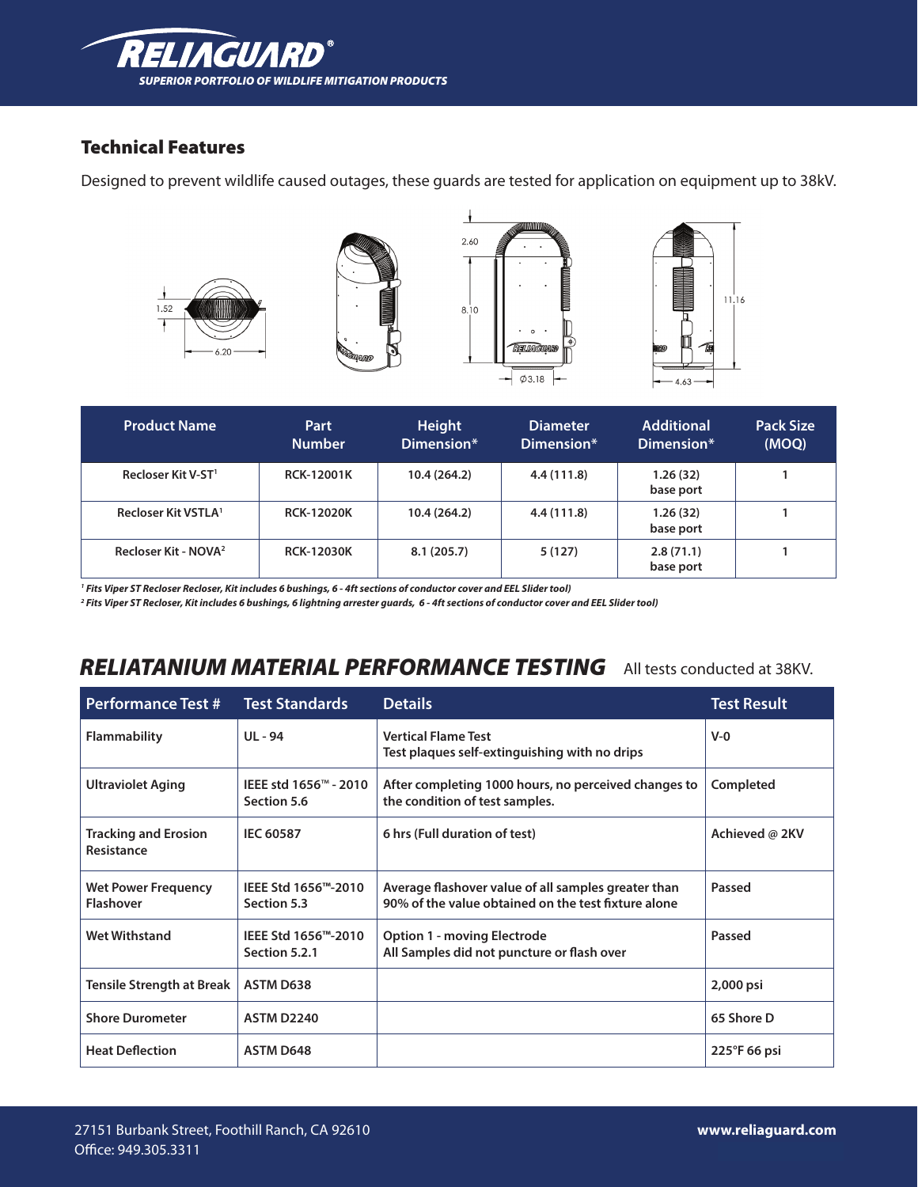RELIAGUARD®

SUPERIOR PORTFOLIO OF WILDLIFE MITIGATION PRODUCTS

## Technical Features

Designed to prevent wildlife caused outages, these guards are tested for application on equipment up to 38kV.

1.52

6.20

2.60

8.10

Ø3.18

11.16

4.63

| Product Name | Part Number | Height Dimension* | Diameter Dimension* | Additional Dimension* | Pack Size (MOQ) |
|---|---|---|---|---|---|
| Recloser Kit V-ST[1] | RCK-12001K | 10.4 (264.2) | 4.4 (111.8) | 1.26 (32) base port | 1 |
| Recloser Kit VSTLA[1] | RCK-12020K | 10.4 (264.2) | 4.4 (111.8) | 1.26 (32) base port | 1 |
| Recloser Kit - NOVA[2] | RCK-12030K | 8.1 (205.7) | 5 (127) | 2.8 (71.1) base port | 1 |

*[1] Fits Viper ST Recloser Recloser, Kit includes 6 bushings, 6 - 4ft sections of conductor cover and EEL Slider tool)*

*[2] Fits Viper ST Recloser, Kit includes 6 bushings, 6 lightning arrester guards, 6 - 4ft sections of conductor cover and EEL Slider tool)*

## *RELIATANIUM MATERIAL PERFORMANCE TESTING* All tests conducted at 38KV.

| Performance Test # | Test Standards | Details | Test Result |
|---|---|---|---|
| Flammability | UL - 94 | Vertical Flame Test<br>Test plaques self-extinguishing with no drips | V-0 |
| Ultraviolet Aging | IEEE std 1656™ - 2010 Section 5.6 | After completing 1000 hours, no perceived changes to the condition of test samples. | Completed |
| Tracking and Erosion Resistance | IEC 60587 | 6 hrs (Full duration of test) | Achieved @ 2KV |
| Wet Power Frequency Flashover | IEEE Std 1656™-2010 Section 5.3 | Average flashover value of all samples greater than 90% of the value obtained on the test fixture alone | Passed |
| Wet Withstand | IEEE Std 1656™-2010 Section 5.2.1 | Option 1 - moving Electrode<br>All Samples did not puncture or flash over | Passed |
| Tensile Strength at Break | ASTM D638 | | 2,000 psi |
| Shore Durometer | ASTM D2240 | | 65 Shore D |
| Heat Deflection | ASTM D648 | | 225°F 66 psi |

27151 Burbank Street, Foothill Ranch, CA 92610
Office: 949.305.3311

**www.reliaguard.com**